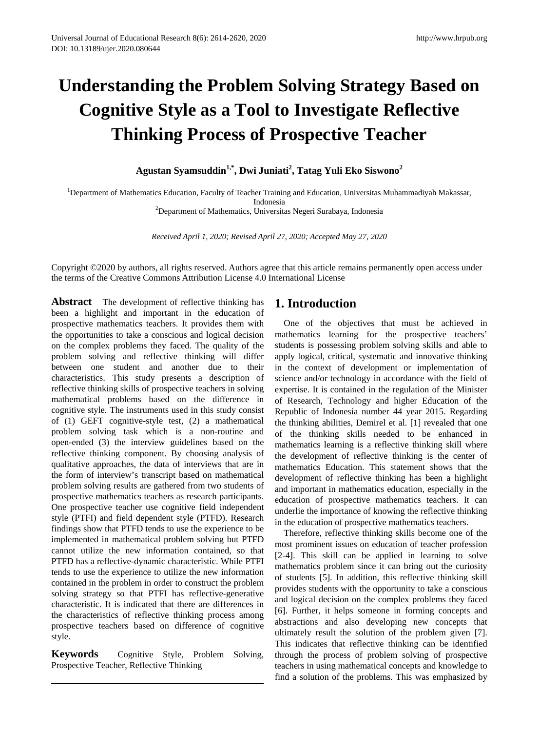# Understanding the Problem Solving Strategy Based on Cognitive Style as a Tool to Investigate Reflective Thinking Process of Prospective Teacher

**Agustan Syamsuddin[1,*], Dwi Juniati[2], Tatag Yuli Eko Siswono[2]**

[1]Department of Mathematics Education, Faculty of Teacher Training and Education, Universitas Muhammadiyah Makassar, Indonesia
[2]Department of Mathematics, Universitas Negeri Surabaya, Indonesia

*Received April 1, 2020; Revised April 27, 2020; Accepted May 27, 2020*

Copyright ©2020 by authors, all rights reserved. Authors agree that this article remains permanently open access under the terms of the Creative Commons Attribution License 4.0 International License

**Abstract** The development of reflective thinking has been a highlight and important in the education of prospective mathematics teachers. It provides them with the opportunities to take a conscious and logical decision on the complex problems they faced. The quality of the problem solving and reflective thinking will differ between one student and another due to their characteristics. This study presents a description of reflective thinking skills of prospective teachers in solving mathematical problems based on the difference in cognitive style. The instruments used in this study consist of (1) GEFT cognitive-style test, (2) a mathematical problem solving task which is a non-routine and open-ended (3) the interview guidelines based on the reflective thinking component. By choosing analysis of qualitative approaches, the data of interviews that are in the form of interview's transcript based on mathematical problem solving results are gathered from two students of prospective mathematics teachers as research participants. One prospective teacher use cognitive field independent style (PTFI) and field dependent style (PTFD). Research findings show that PTFD tends to use the experience to be implemented in mathematical problem solving but PTFD cannot utilize the new information contained, so that PTFD has a reflective-dynamic characteristic. While PTFI tends to use the experience to utilize the new information contained in the problem in order to construct the problem solving strategy so that PTFI has reflective-generative characteristic. It is indicated that there are differences in the characteristics of reflective thinking process among prospective teachers based on difference of cognitive style.

**Keywords** Cognitive Style, Problem Solving, Prospective Teacher, Reflective Thinking

## 1. Introduction

One of the objectives that must be achieved in mathematics learning for the prospective teachers' students is possessing problem solving skills and able to apply logical, critical, systematic and innovative thinking in the context of development or implementation of science and/or technology in accordance with the field of expertise. It is contained in the regulation of the Minister of Research, Technology and higher Education of the Republic of Indonesia number 44 year 2015. Regarding the thinking abilities, Demirel et al. [1] revealed that one of the thinking skills needed to be enhanced in mathematics learning is a reflective thinking skill where the development of reflective thinking is the center of mathematics Education. This statement shows that the development of reflective thinking has been a highlight and important in mathematics education, especially in the education of prospective mathematics teachers. It can underlie the importance of knowing the reflective thinking in the education of prospective mathematics teachers.

Therefore, reflective thinking skills become one of the most prominent issues on education of teacher profession [2-4]. This skill can be applied in learning to solve mathematics problem since it can bring out the curiosity of students [5]. In addition, this reflective thinking skill provides students with the opportunity to take a conscious and logical decision on the complex problems they faced [6]. Further, it helps someone in forming concepts and abstractions and also developing new concepts that ultimately result the solution of the problem given [7]. This indicates that reflective thinking can be identified through the process of problem solving of prospective teachers in using mathematical concepts and knowledge to find a solution of the problems. This was emphasized by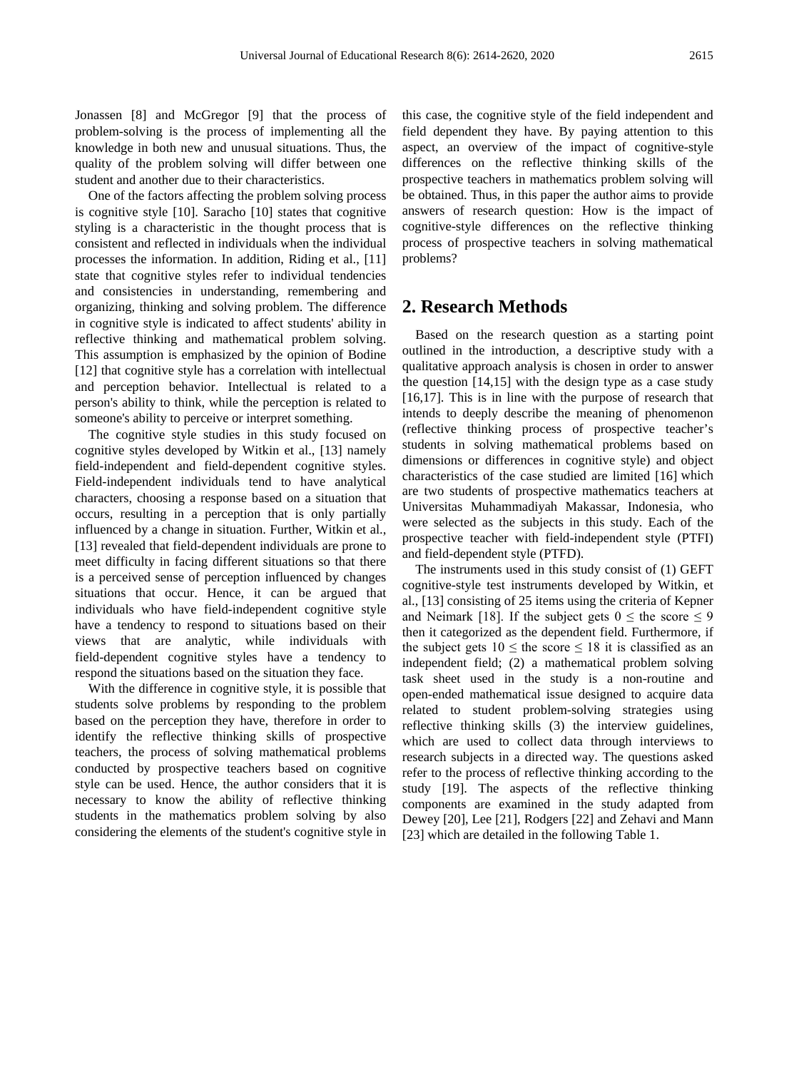Jonassen [8] and McGregor [9] that the process of problem-solving is the process of implementing all the knowledge in both new and unusual situations. Thus, the quality of the problem solving will differ between one student and another due to their characteristics.

One of the factors affecting the problem solving process is cognitive style [10]. Saracho [10] states that cognitive styling is a characteristic in the thought process that is consistent and reflected in individuals when the individual processes the information. In addition, Riding et al., [11] state that cognitive styles refer to individual tendencies and consistencies in understanding, remembering and organizing, thinking and solving problem. The difference in cognitive style is indicated to affect students' ability in reflective thinking and mathematical problem solving. This assumption is emphasized by the opinion of Bodine [12] that cognitive style has a correlation with intellectual and perception behavior. Intellectual is related to a person's ability to think, while the perception is related to someone's ability to perceive or interpret something.

The cognitive style studies in this study focused on cognitive styles developed by Witkin et al., [13] namely field-independent and field-dependent cognitive styles. Field-independent individuals tend to have analytical characters, choosing a response based on a situation that occurs, resulting in a perception that is only partially influenced by a change in situation. Further, Witkin et al., [13] revealed that field-dependent individuals are prone to meet difficulty in facing different situations so that there is a perceived sense of perception influenced by changes situations that occur. Hence, it can be argued that individuals who have field-independent cognitive style have a tendency to respond to situations based on their views that are analytic, while individuals with field-dependent cognitive styles have a tendency to respond the situations based on the situation they face.

With the difference in cognitive style, it is possible that students solve problems by responding to the problem based on the perception they have, therefore in order to identify the reflective thinking skills of prospective teachers, the process of solving mathematical problems conducted by prospective teachers based on cognitive style can be used. Hence, the author considers that it is necessary to know the ability of reflective thinking students in the mathematics problem solving by also considering the elements of the student's cognitive style in this case, the cognitive style of the field independent and field dependent they have. By paying attention to this aspect, an overview of the impact of cognitive-style differences on the reflective thinking skills of the prospective teachers in mathematics problem solving will be obtained. Thus, in this paper the author aims to provide answers of research question: How is the impact of cognitive-style differences on the reflective thinking process of prospective teachers in solving mathematical problems?

## 2. Research Methods

Based on the research question as a starting point outlined in the introduction, a descriptive study with a qualitative approach analysis is chosen in order to answer the question [14,15] with the design type as a case study [16,17]. This is in line with the purpose of research that intends to deeply describe the meaning of phenomenon (reflective thinking process of prospective teacher's students in solving mathematical problems based on dimensions or differences in cognitive style) and object characteristics of the case studied are limited [16] which are two students of prospective mathematics teachers at Universitas Muhammadiyah Makassar, Indonesia, who were selected as the subjects in this study. Each of the prospective teacher with field-independent style (PTFI) and field-dependent style (PTFD).

The instruments used in this study consist of (1) GEFT cognitive-style test instruments developed by Witkin, et al., [13] consisting of 25 items using the criteria of Kepner and Neimark [18]. If the subject gets $0 \leq$ the score $\leq 9$ then it categorized as the dependent field. Furthermore, if the subject gets $10 \leq$ the score $\leq 18$ it is classified as an independent field; (2) a mathematical problem solving task sheet used in the study is a non-routine and open-ended mathematical issue designed to acquire data related to student problem-solving strategies using reflective thinking skills (3) the interview guidelines, which are used to collect data through interviews to research subjects in a directed way. The questions asked refer to the process of reflective thinking according to the study [19]. The aspects of the reflective thinking components are examined in the study adapted from Dewey [20], Lee [21], Rodgers [22] and Zehavi and Mann [23] which are detailed in the following Table 1.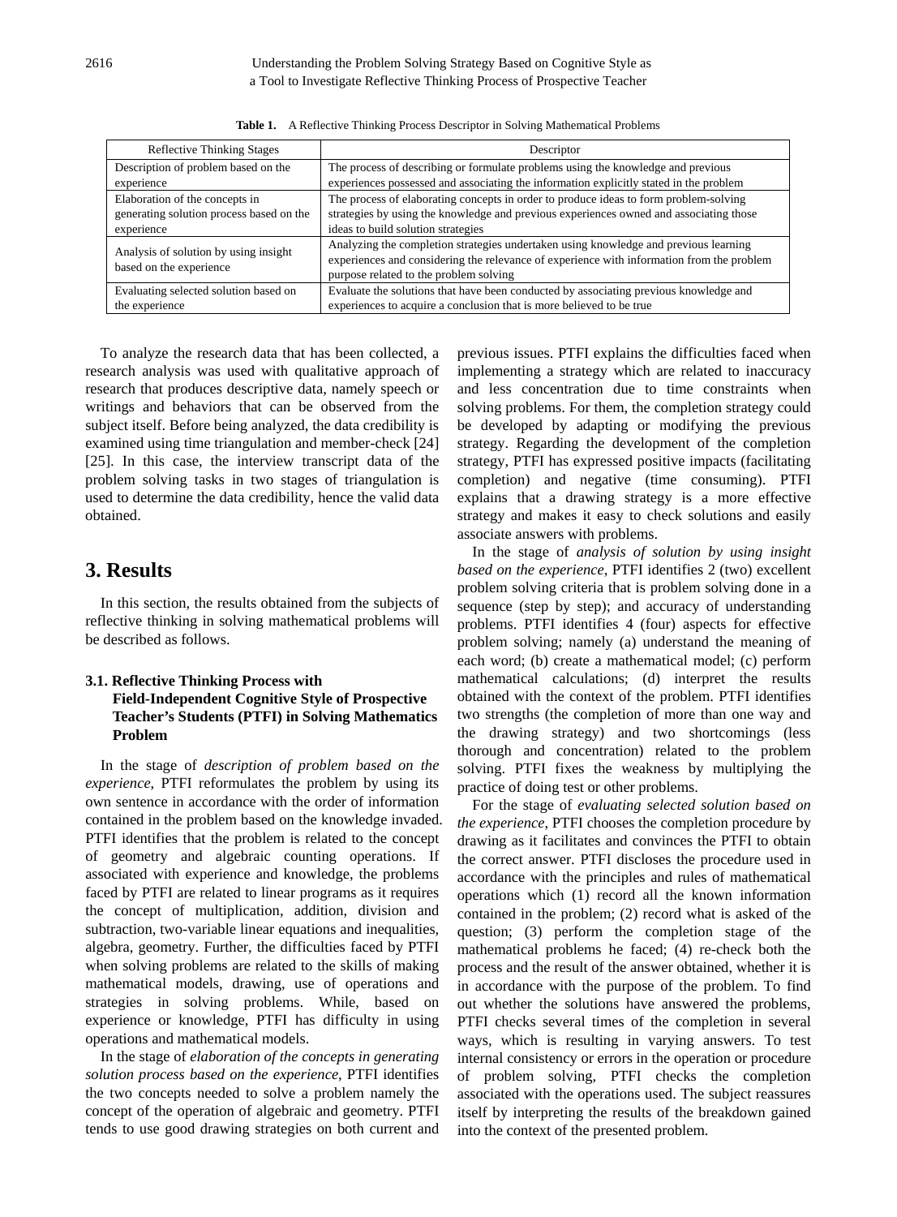**Table 1.** A Reflective Thinking Process Descriptor in Solving Mathematical Problems

| Reflective Thinking Stages | Descriptor |
| --- | --- |
| Description of problem based on the experience | The process of describing or formulate problems using the knowledge and previous experiences possessed and associating the information explicitly stated in the problem |
| Elaboration of the concepts in generating solution process based on the experience | The process of elaborating concepts in order to produce ideas to form problem-solving strategies by using the knowledge and previous experiences owned and associating those ideas to build solution strategies |
| Analysis of solution by using insight based on the experience | Analyzing the completion strategies undertaken using knowledge and previous learning experiences and considering the relevance of experience with information from the problem purpose related to the problem solving |
| Evaluating selected solution based on the experience | Evaluate the solutions that have been conducted by associating previous knowledge and experiences to acquire a conclusion that is more believed to be true |

To analyze the research data that has been collected, a research analysis was used with qualitative approach of research that produces descriptive data, namely speech or writings and behaviors that can be observed from the subject itself. Before being analyzed, the data credibility is examined using time triangulation and member-check [24] [25]. In this case, the interview transcript data of the problem solving tasks in two stages of triangulation is used to determine the data credibility, hence the valid data obtained.

# 3. Results

In this section, the results obtained from the subjects of reflective thinking in solving mathematical problems will be described as follows.

### 3.1. Reflective Thinking Process with Field-Independent Cognitive Style of Prospective Teacher's Students (PTFI) in Solving Mathematics Problem

In the stage of *description of problem based on the experience*, PTFI reformulates the problem by using its own sentence in accordance with the order of information contained in the problem based on the knowledge invaded. PTFI identifies that the problem is related to the concept of geometry and algebraic counting operations. If associated with experience and knowledge, the problems faced by PTFI are related to linear programs as it requires the concept of multiplication, addition, division and subtraction, two-variable linear equations and inequalities, algebra, geometry. Further, the difficulties faced by PTFI when solving problems are related to the skills of making mathematical models, drawing, use of operations and strategies in solving problems. While, based on experience or knowledge, PTFI has difficulty in using operations and mathematical models.

In the stage of *elaboration of the concepts in generating solution process based on the experience*, PTFI identifies the two concepts needed to solve a problem namely the concept of the operation of algebraic and geometry. PTFI tends to use good drawing strategies on both current and previous issues. PTFI explains the difficulties faced when implementing a strategy which are related to inaccuracy and less concentration due to time constraints when solving problems. For them, the completion strategy could be developed by adapting or modifying the previous strategy. Regarding the development of the completion strategy, PTFI has expressed positive impacts (facilitating completion) and negative (time consuming). PTFI explains that a drawing strategy is a more effective strategy and makes it easy to check solutions and easily associate answers with problems.

In the stage of *analysis of solution by using insight based on the experience*, PTFI identifies 2 (two) excellent problem solving criteria that is problem solving done in a sequence (step by step); and accuracy of understanding problems. PTFI identifies 4 (four) aspects for effective problem solving; namely (a) understand the meaning of each word; (b) create a mathematical model; (c) perform mathematical calculations; (d) interpret the results obtained with the context of the problem. PTFI identifies two strengths (the completion of more than one way and the drawing strategy) and two shortcomings (less thorough and concentration) related to the problem solving. PTFI fixes the weakness by multiplying the practice of doing test or other problems.

For the stage of *evaluating selected solution based on the experience*, PTFI chooses the completion procedure by drawing as it facilitates and convinces the PTFI to obtain the correct answer. PTFI discloses the procedure used in accordance with the principles and rules of mathematical operations which (1) record all the known information contained in the problem; (2) record what is asked of the question; (3) perform the completion stage of the mathematical problems he faced; (4) re-check both the process and the result of the answer obtained, whether it is in accordance with the purpose of the problem. To find out whether the solutions have answered the problems, PTFI checks several times of the completion in several ways, which is resulting in varying answers. To test internal consistency or errors in the operation or procedure of problem solving, PTFI checks the completion associated with the operations used. The subject reassures itself by interpreting the results of the breakdown gained into the context of the presented problem.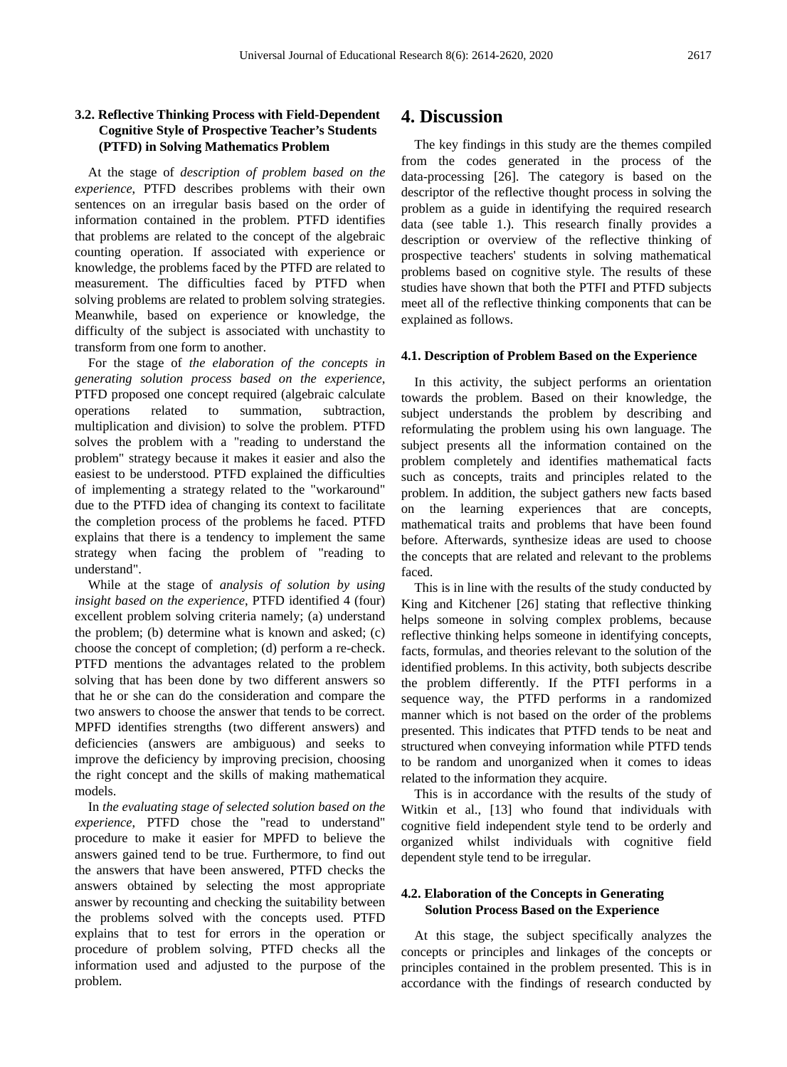### 3.2. Reflective Thinking Process with Field-Dependent Cognitive Style of Prospective Teacher's Students (PTFD) in Solving Mathematics Problem

At the stage of *description of problem based on the experience,* PTFD describes problems with their own sentences on an irregular basis based on the order of information contained in the problem. PTFD identifies that problems are related to the concept of the algebraic counting operation. If associated with experience or knowledge, the problems faced by the PTFD are related to measurement. The difficulties faced by PTFD when solving problems are related to problem solving strategies. Meanwhile, based on experience or knowledge, the difficulty of the subject is associated with unchastity to transform from one form to another.

For the stage of *the elaboration of the concepts in generating solution process based on the experience*, PTFD proposed one concept required (algebraic calculate operations related to summation, subtraction, multiplication and division) to solve the problem. PTFD solves the problem with a "reading to understand the problem" strategy because it makes it easier and also the easiest to be understood. PTFD explained the difficulties of implementing a strategy related to the "workaround" due to the PTFD idea of changing its context to facilitate the completion process of the problems he faced. PTFD explains that there is a tendency to implement the same strategy when facing the problem of "reading to understand".

While at the stage of *analysis of solution by using insight based on the experience*, PTFD identified 4 (four) excellent problem solving criteria namely; (a) understand the problem; (b) determine what is known and asked; (c) choose the concept of completion; (d) perform a re-check. PTFD mentions the advantages related to the problem solving that has been done by two different answers so that he or she can do the consideration and compare the two answers to choose the answer that tends to be correct. MPFD identifies strengths (two different answers) and deficiencies (answers are ambiguous) and seeks to improve the deficiency by improving precision, choosing the right concept and the skills of making mathematical models.

In *the evaluating stage of selected solution based on the experience*, PTFD chose the "read to understand" procedure to make it easier for MPFD to believe the answers gained tend to be true. Furthermore, to find out the answers that have been answered, PTFD checks the answers obtained by selecting the most appropriate answer by recounting and checking the suitability between the problems solved with the concepts used. PTFD explains that to test for errors in the operation or procedure of problem solving, PTFD checks all the information used and adjusted to the purpose of the problem.

# 4. Discussion

The key findings in this study are the themes compiled from the codes generated in the process of the data-processing [26]. The category is based on the descriptor of the reflective thought process in solving the problem as a guide in identifying the required research data (see table 1.). This research finally provides a description or overview of the reflective thinking of prospective teachers' students in solving mathematical problems based on cognitive style. The results of these studies have shown that both the PTFI and PTFD subjects meet all of the reflective thinking components that can be explained as follows.

### 4.1. Description of Problem Based on the Experience

In this activity, the subject performs an orientation towards the problem. Based on their knowledge, the subject understands the problem by describing and reformulating the problem using his own language. The subject presents all the information contained on the problem completely and identifies mathematical facts such as concepts, traits and principles related to the problem. In addition, the subject gathers new facts based on the learning experiences that are concepts, mathematical traits and problems that have been found before. Afterwards, synthesize ideas are used to choose the concepts that are related and relevant to the problems faced.

This is in line with the results of the study conducted by King and Kitchener [26] stating that reflective thinking helps someone in solving complex problems, because reflective thinking helps someone in identifying concepts, facts, formulas, and theories relevant to the solution of the identified problems. In this activity, both subjects describe the problem differently. If the PTFI performs in a sequence way, the PTFD performs in a randomized manner which is not based on the order of the problems presented. This indicates that PTFD tends to be neat and structured when conveying information while PTFD tends to be random and unorganized when it comes to ideas related to the information they acquire.

This is in accordance with the results of the study of Witkin et al., [13] who found that individuals with cognitive field independent style tend to be orderly and organized whilst individuals with cognitive field dependent style tend to be irregular.

### 4.2. Elaboration of the Concepts in Generating Solution Process Based on the Experience

At this stage, the subject specifically analyzes the concepts or principles and linkages of the concepts or principles contained in the problem presented. This is in accordance with the findings of research conducted by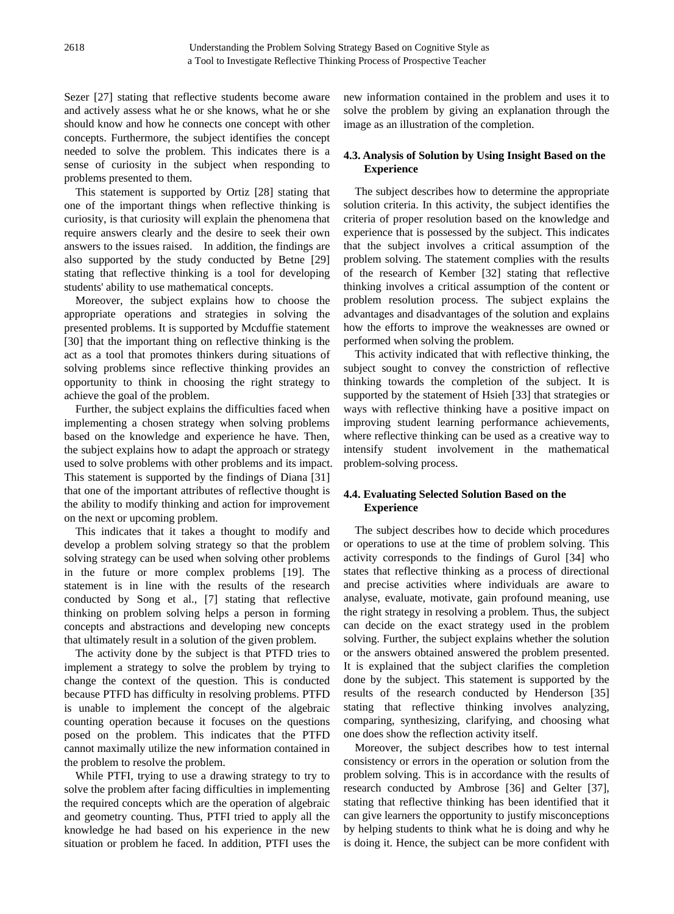Sezer [27] stating that reflective students become aware and actively assess what he or she knows, what he or she should know and how he connects one concept with other concepts. Furthermore, the subject identifies the concept needed to solve the problem. This indicates there is a sense of curiosity in the subject when responding to problems presented to them.

This statement is supported by Ortiz [28] stating that one of the important things when reflective thinking is curiosity, is that curiosity will explain the phenomena that require answers clearly and the desire to seek their own answers to the issues raised. In addition, the findings are also supported by the study conducted by Betne [29] stating that reflective thinking is a tool for developing students' ability to use mathematical concepts.

Moreover, the subject explains how to choose the appropriate operations and strategies in solving the presented problems. It is supported by Mcduffie statement [30] that the important thing on reflective thinking is the act as a tool that promotes thinkers during situations of solving problems since reflective thinking provides an opportunity to think in choosing the right strategy to achieve the goal of the problem.

Further, the subject explains the difficulties faced when implementing a chosen strategy when solving problems based on the knowledge and experience he have. Then, the subject explains how to adapt the approach or strategy used to solve problems with other problems and its impact. This statement is supported by the findings of Diana [31] that one of the important attributes of reflective thought is the ability to modify thinking and action for improvement on the next or upcoming problem.

This indicates that it takes a thought to modify and develop a problem solving strategy so that the problem solving strategy can be used when solving other problems in the future or more complex problems [19]. The statement is in line with the results of the research conducted by Song et al., [7] stating that reflective thinking on problem solving helps a person in forming concepts and abstractions and developing new concepts that ultimately result in a solution of the given problem.

The activity done by the subject is that PTFD tries to implement a strategy to solve the problem by trying to change the context of the question. This is conducted because PTFD has difficulty in resolving problems. PTFD is unable to implement the concept of the algebraic counting operation because it focuses on the questions posed on the problem. This indicates that the PTFD cannot maximally utilize the new information contained in the problem to resolve the problem.

While PTFI, trying to use a drawing strategy to try to solve the problem after facing difficulties in implementing the required concepts which are the operation of algebraic and geometry counting. Thus, PTFI tried to apply all the knowledge he had based on his experience in the new situation or problem he faced. In addition, PTFI uses the new information contained in the problem and uses it to solve the problem by giving an explanation through the image as an illustration of the completion.

### 4.3. Analysis of Solution by Using Insight Based on the Experience

The subject describes how to determine the appropriate solution criteria. In this activity, the subject identifies the criteria of proper resolution based on the knowledge and experience that is possessed by the subject. This indicates that the subject involves a critical assumption of the problem solving. The statement complies with the results of the research of Kember [32] stating that reflective thinking involves a critical assumption of the content or problem resolution process. The subject explains the advantages and disadvantages of the solution and explains how the efforts to improve the weaknesses are owned or performed when solving the problem.

This activity indicated that with reflective thinking, the subject sought to convey the constriction of reflective thinking towards the completion of the subject. It is supported by the statement of Hsieh [33] that strategies or ways with reflective thinking have a positive impact on improving student learning performance achievements, where reflective thinking can be used as a creative way to intensify student involvement in the mathematical problem-solving process.

### 4.4. Evaluating Selected Solution Based on the Experience

The subject describes how to decide which procedures or operations to use at the time of problem solving. This activity corresponds to the findings of Gurol [34] who states that reflective thinking as a process of directional and precise activities where individuals are aware to analyse, evaluate, motivate, gain profound meaning, use the right strategy in resolving a problem. Thus, the subject can decide on the exact strategy used in the problem solving. Further, the subject explains whether the solution or the answers obtained answered the problem presented. It is explained that the subject clarifies the completion done by the subject. This statement is supported by the results of the research conducted by Henderson [35] stating that reflective thinking involves analyzing, comparing, synthesizing, clarifying, and choosing what one does show the reflection activity itself.

Moreover, the subject describes how to test internal consistency or errors in the operation or solution from the problem solving. This is in accordance with the results of research conducted by Ambrose [36] and Gelter [37], stating that reflective thinking has been identified that it can give learners the opportunity to justify misconceptions by helping students to think what he is doing and why he is doing it. Hence, the subject can be more confident with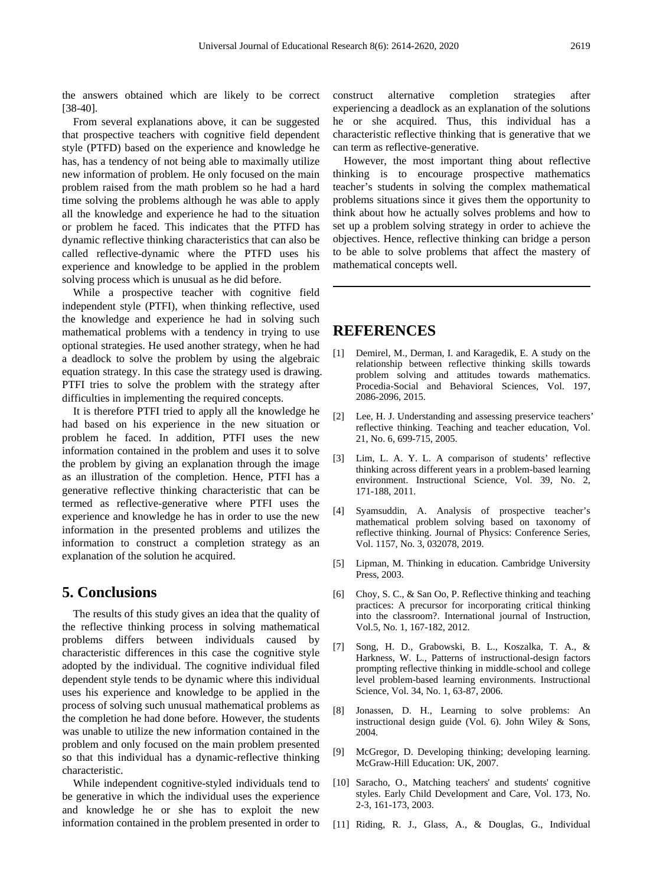the answers obtained which are likely to be correct [38-40].

From several explanations above, it can be suggested that prospective teachers with cognitive field dependent style (PTFD) based on the experience and knowledge he has, has a tendency of not being able to maximally utilize new information of problem. He only focused on the main problem raised from the math problem so he had a hard time solving the problems although he was able to apply all the knowledge and experience he had to the situation or problem he faced. This indicates that the PTFD has dynamic reflective thinking characteristics that can also be called reflective-dynamic where the PTFD uses his experience and knowledge to be applied in the problem solving process which is unusual as he did before.

While a prospective teacher with cognitive field independent style (PTFI), when thinking reflective, used the knowledge and experience he had in solving such mathematical problems with a tendency in trying to use optional strategies. He used another strategy, when he had a deadlock to solve the problem by using the algebraic equation strategy. In this case the strategy used is drawing. PTFI tries to solve the problem with the strategy after difficulties in implementing the required concepts.

It is therefore PTFI tried to apply all the knowledge he had based on his experience in the new situation or problem he faced. In addition, PTFI uses the new information contained in the problem and uses it to solve the problem by giving an explanation through the image as an illustration of the completion. Hence, PTFI has a generative reflective thinking characteristic that can be termed as reflective-generative where PTFI uses the experience and knowledge he has in order to use the new information in the presented problems and utilizes the information to construct a completion strategy as an explanation of the solution he acquired.

## 5. Conclusions

The results of this study gives an idea that the quality of the reflective thinking process in solving mathematical problems differs between individuals caused by characteristic differences in this case the cognitive style adopted by the individual. The cognitive individual filed dependent style tends to be dynamic where this individual uses his experience and knowledge to be applied in the process of solving such unusual mathematical problems as the completion he had done before. However, the students was unable to utilize the new information contained in the problem and only focused on the main problem presented so that this individual has a dynamic-reflective thinking characteristic.

While independent cognitive-styled individuals tend to be generative in which the individual uses the experience and knowledge he or she has to exploit the new information contained in the problem presented in order to construct alternative completion strategies after experiencing a deadlock as an explanation of the solutions he or she acquired. Thus, this individual has a characteristic reflective thinking that is generative that we can term as reflective-generative.

However, the most important thing about reflective thinking is to encourage prospective mathematics teacher's students in solving the complex mathematical problems situations since it gives them the opportunity to think about how he actually solves problems and how to set up a problem solving strategy in order to achieve the objectives. Hence, reflective thinking can bridge a person to be able to solve problems that affect the mastery of mathematical concepts well.

# REFERENCES

[1] Demirel, M., Derman, I. and Karagedik, E. A study on the relationship between reflective thinking skills towards problem solving and attitudes towards mathematics. Procedia-Social and Behavioral Sciences, Vol. 197, 2086-2096, 2015.

[2] Lee, H. J. Understanding and assessing preservice teachers' reflective thinking. Teaching and teacher education, Vol. 21, No. 6, 699-715, 2005.

[3] Lim, L. A. Y. L. A comparison of students' reflective thinking across different years in a problem-based learning environment. Instructional Science, Vol. 39, No. 2, 171-188, 2011.

[4] Syamsuddin, A. Analysis of prospective teacher's mathematical problem solving based on taxonomy of reflective thinking. Journal of Physics: Conference Series, Vol. 1157, No. 3, 032078, 2019.

[5] Lipman, M. Thinking in education. Cambridge University Press, 2003.

[6] Choy, S. C., & San Oo, P. Reflective thinking and teaching practices: A precursor for incorporating critical thinking into the classroom?. International journal of Instruction, Vol.5, No. 1, 167-182, 2012.

[7] Song, H. D., Grabowski, B. L., Koszalka, T. A., & Harkness, W. L., Patterns of instructional-design factors prompting reflective thinking in middle-school and college level problem-based learning environments. Instructional Science, Vol. 34, No. 1, 63-87, 2006.

[8] Jonassen, D. H., Learning to solve problems: An instructional design guide (Vol. 6). John Wiley & Sons, 2004.

[9] McGregor, D. Developing thinking; developing learning. McGraw-Hill Education: UK, 2007.

[10] Saracho, O., Matching teachers' and students' cognitive styles. Early Child Development and Care, Vol. 173, No. 2-3, 161-173, 2003.

[11] Riding, R. J., Glass, A., & Douglas, G., Individual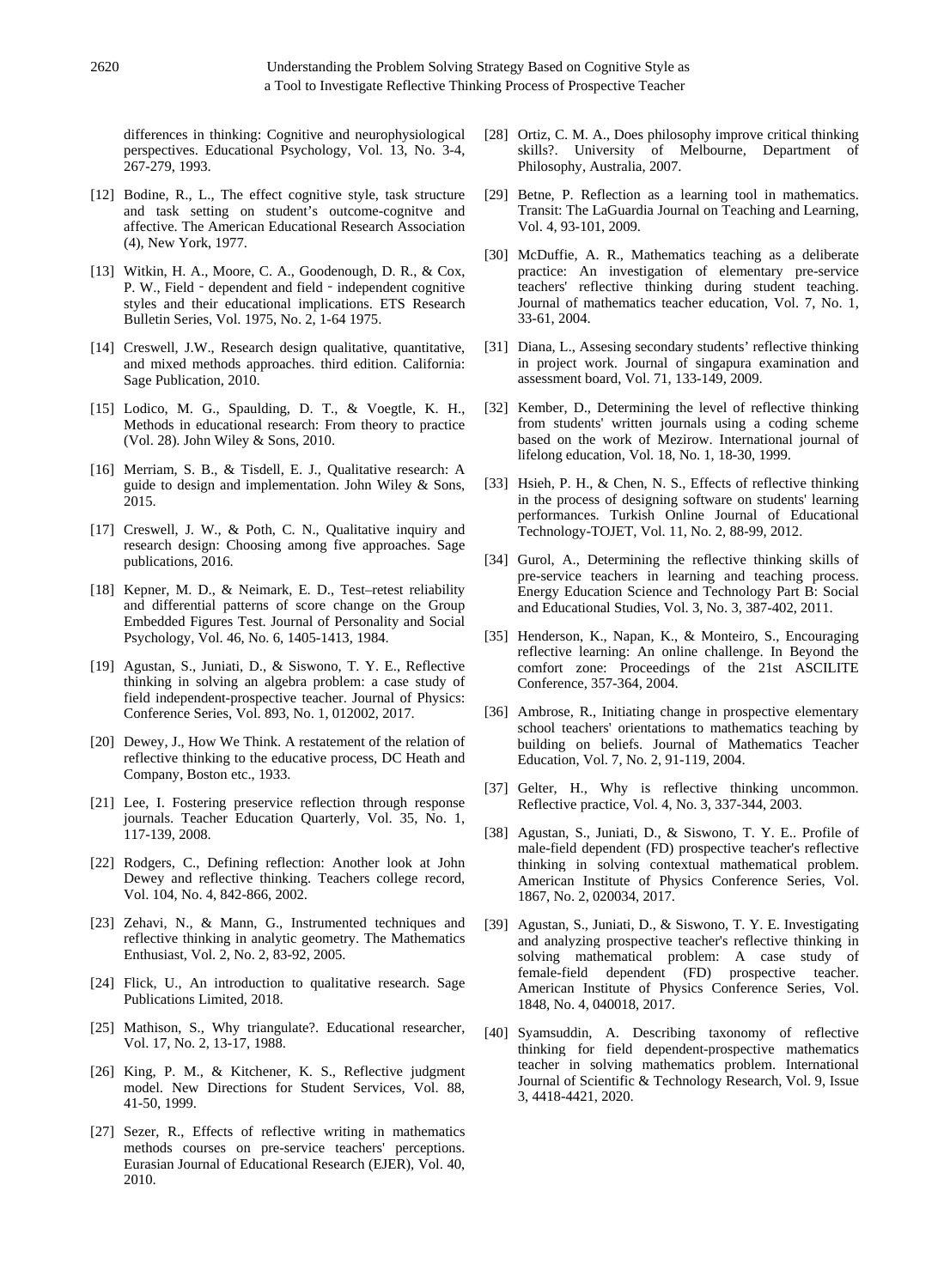differences in thinking: Cognitive and neurophysiological perspectives. Educational Psychology, Vol. 13, No. 3-4, 267-279, 1993.

[12] Bodine, R., L., The effect cognitive style, task structure and task setting on student's outcome-cognitve and affective. The American Educational Research Association (4), New York, 1977.

[13] Witkin, H. A., Moore, C. A., Goodenough, D. R., & Cox, P. W., Field‐dependent and field‐independent cognitive styles and their educational implications. ETS Research Bulletin Series, Vol. 1975, No. 2, 1-64 1975.

[14] Creswell, J.W., Research design qualitative, quantitative, and mixed methods approaches. third edition. California: Sage Publication, 2010.

[15] Lodico, M. G., Spaulding, D. T., & Voegtle, K. H., Methods in educational research: From theory to practice (Vol. 28). John Wiley & Sons, 2010.

[16] Merriam, S. B., & Tisdell, E. J., Qualitative research: A guide to design and implementation. John Wiley & Sons, 2015.

[17] Creswell, J. W., & Poth, C. N., Qualitative inquiry and research design: Choosing among five approaches. Sage publications, 2016.

[18] Kepner, M. D., & Neimark, E. D., Test–retest reliability and differential patterns of score change on the Group Embedded Figures Test. Journal of Personality and Social Psychology, Vol. 46, No. 6, 1405-1413, 1984.

[19] Agustan, S., Juniati, D., & Siswono, T. Y. E., Reflective thinking in solving an algebra problem: a case study of field independent-prospective teacher. Journal of Physics: Conference Series, Vol. 893, No. 1, 012002, 2017.

[20] Dewey, J., How We Think. A restatement of the relation of reflective thinking to the educative process, DC Heath and Company, Boston etc., 1933.

[21] Lee, I. Fostering preservice reflection through response journals. Teacher Education Quarterly, Vol. 35, No. 1, 117-139, 2008.

[22] Rodgers, C., Defining reflection: Another look at John Dewey and reflective thinking. Teachers college record, Vol. 104, No. 4, 842-866, 2002.

[23] Zehavi, N., & Mann, G., Instrumented techniques and reflective thinking in analytic geometry. The Mathematics Enthusiast, Vol. 2, No. 2, 83-92, 2005.

[24] Flick, U., An introduction to qualitative research. Sage Publications Limited, 2018.

[25] Mathison, S., Why triangulate?. Educational researcher, Vol. 17, No. 2, 13-17, 1988.

[26] King, P. M., & Kitchener, K. S., Reflective judgment model. New Directions for Student Services, Vol. 88, 41-50, 1999.

[27] Sezer, R., Effects of reflective writing in mathematics methods courses on pre-service teachers' perceptions. Eurasian Journal of Educational Research (EJER), Vol. 40, 2010.

[28] Ortiz, C. M. A., Does philosophy improve critical thinking skills?. University of Melbourne, Department of Philosophy, Australia, 2007.

[29] Betne, P. Reflection as a learning tool in mathematics. Transit: The LaGuardia Journal on Teaching and Learning, Vol. 4, 93-101, 2009.

[30] McDuffie, A. R., Mathematics teaching as a deliberate practice: An investigation of elementary pre-service teachers' reflective thinking during student teaching. Journal of mathematics teacher education, Vol. 7, No. 1, 33-61, 2004.

[31] Diana, L., Assesing secondary students' reflective thinking in project work. Journal of singapura examination and assessment board, Vol. 71, 133-149, 2009.

[32] Kember, D., Determining the level of reflective thinking from students' written journals using a coding scheme based on the work of Mezirow. International journal of lifelong education, Vol. 18, No. 1, 18-30, 1999.

[33] Hsieh, P. H., & Chen, N. S., Effects of reflective thinking in the process of designing software on students' learning performances. Turkish Online Journal of Educational Technology-TOJET, Vol. 11, No. 2, 88-99, 2012.

[34] Gurol, A., Determining the reflective thinking skills of pre-service teachers in learning and teaching process. Energy Education Science and Technology Part B: Social and Educational Studies, Vol. 3, No. 3, 387-402, 2011.

[35] Henderson, K., Napan, K., & Monteiro, S., Encouraging reflective learning: An online challenge. In Beyond the comfort zone: Proceedings of the 21st ASCILITE Conference, 357-364, 2004.

[36] Ambrose, R., Initiating change in prospective elementary school teachers' orientations to mathematics teaching by building on beliefs. Journal of Mathematics Teacher Education, Vol. 7, No. 2, 91-119, 2004.

[37] Gelter, H., Why is reflective thinking uncommon. Reflective practice, Vol. 4, No. 3, 337-344, 2003.

[38] Agustan, S., Juniati, D., & Siswono, T. Y. E.. Profile of male-field dependent (FD) prospective teacher's reflective thinking in solving contextual mathematical problem. American Institute of Physics Conference Series, Vol. 1867, No. 2, 020034, 2017.

[39] Agustan, S., Juniati, D., & Siswono, T. Y. E. Investigating and analyzing prospective teacher's reflective thinking in solving mathematical problem: A case study of female-field dependent (FD) prospective teacher. American Institute of Physics Conference Series, Vol. 1848, No. 4, 040018, 2017.

[40] Syamsuddin, A. Describing taxonomy of reflective thinking for field dependent-prospective mathematics teacher in solving mathematics problem. International Journal of Scientific & Technology Research, Vol. 9, Issue 3, 4418-4421, 2020.